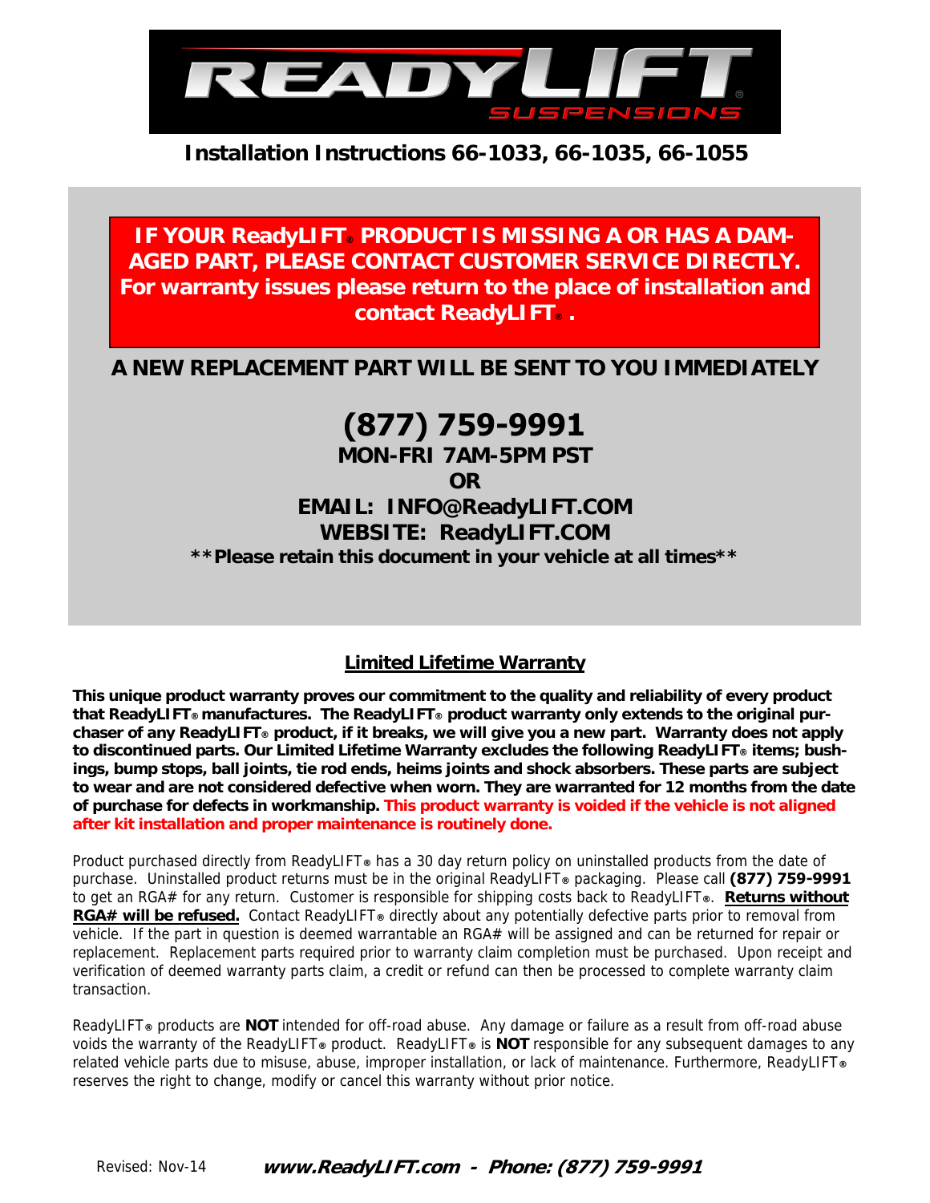READYLIFT SUSPENSIONS

# Installation Instructions 66-1033, 66-1035, 66-1055

**IF YOUR ReadyLIFT® PRODUCT IS MISSING A OR HAS A DAMAGED PART, PLEASE CONTACT CUSTOMER SERVICE DIRECTLY. For warranty issues please return to the place of installation and contact ReadyLIFT®.**

**A NEW REPLACEMENT PART WILL BE SENT TO YOU IMMEDIATELY**

**(877) 759-9991**

**MON-FRI 7AM-5PM PST**

**OR**

**EMAIL: INFO@ReadyLIFT.COM**

**WEBSITE: ReadyLIFT.COM**

****Please retain this document in your vehicle at all times****

## Limited Lifetime Warranty

**This unique product warranty proves our commitment to the quality and reliability of every product that ReadyLIFT® manufactures. The ReadyLIFT® product warranty only extends to the original purchaser of any ReadyLIFT® product, if it breaks, we will give you a new part. Warranty does not apply to discontinued parts. Our Limited Lifetime Warranty excludes the following ReadyLIFT® items; bushings, bump stops, ball joints, tie rod ends, heims joints and shock absorbers. These parts are subject to wear and are not considered defective when worn. They are warranted for 12 months from the date of purchase for defects in workmanship. This product warranty is voided if the vehicle is not aligned after kit installation and proper maintenance is routinely done.**

Product purchased directly from ReadyLIFT® has a 30 day return policy on uninstalled products from the date of purchase. Uninstalled product returns must be in the original ReadyLIFT® packaging. Please call **(877) 759-9991** to get an RGA# for any return. Customer is responsible for shipping costs back to ReadyLIFT®. **Returns without RGA# will be refused.** Contact ReadyLIFT® directly about any potentially defective parts prior to removal from vehicle. If the part in question is deemed warrantable an RGA# will be assigned and can be returned for repair or replacement. Replacement parts required prior to warranty claim completion must be purchased. Upon receipt and verification of deemed warranty parts claim, a credit or refund can then be processed to complete warranty claim transaction.

ReadyLIFT® products are **NOT** intended for off-road abuse. Any damage or failure as a result from off-road abuse voids the warranty of the ReadyLIFT® product. ReadyLIFT® is **NOT** responsible for any subsequent damages to any related vehicle parts due to misuse, abuse, improper installation, or lack of maintenance. Furthermore, ReadyLIFT® reserves the right to change, modify or cancel this warranty without prior notice.

Revised: Nov-14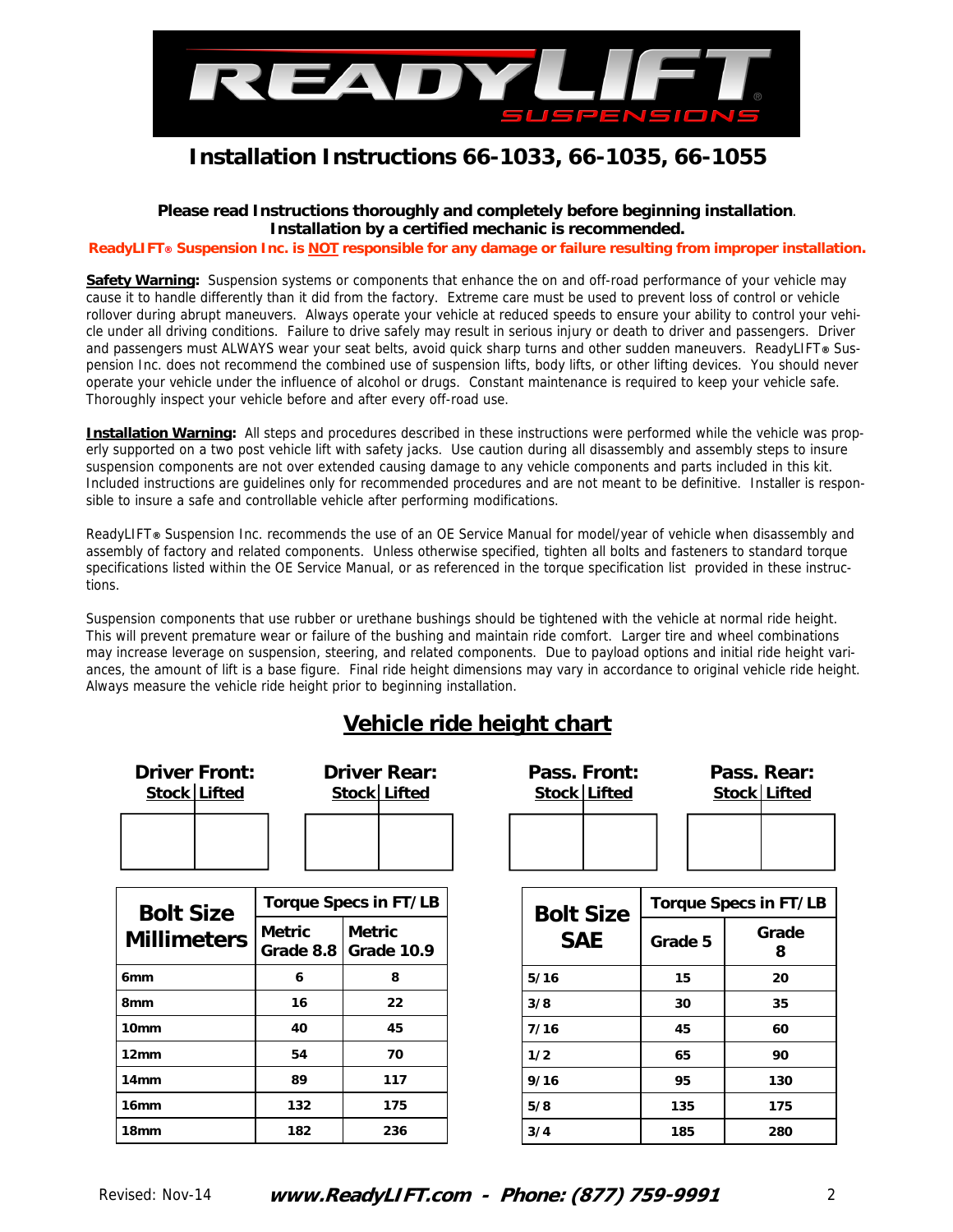# Installation Instructions 66-1033, 66-1035, 66-1055

**Please read Instructions thoroughly and completely before beginning installation.**
**Installation by a certified mechanic is recommended.**

**ReadyLIFT® Suspension Inc. is NOT responsible for any damage or failure resulting from improper installation.**

**Safety Warning:** Suspension systems or components that enhance the on and off-road performance of your vehicle may cause it to handle differently than it did from the factory. Extreme care must be used to prevent loss of control or vehicle rollover during abrupt maneuvers. Always operate your vehicle at reduced speeds to ensure your ability to control your vehicle under all driving conditions. Failure to drive safely may result in serious injury or death to driver and passengers. Driver and passengers must ALWAYS wear your seat belts, avoid quick sharp turns and other sudden maneuvers. ReadyLIFT® Suspension Inc. does not recommend the combined use of suspension lifts, body lifts, or other lifting devices. You should never operate your vehicle under the influence of alcohol or drugs. Constant maintenance is required to keep your vehicle safe. Thoroughly inspect your vehicle before and after every off-road use.

**Installation Warning:** All steps and procedures described in these instructions were performed while the vehicle was properly supported on a two post vehicle lift with safety jacks. Use caution during all disassembly and assembly steps to insure suspension components are not over extended causing damage to any vehicle components and parts included in this kit. Included instructions are guidelines only for recommended procedures and are not meant to be definitive. Installer is responsible to insure a safe and controllable vehicle after performing modifications.

ReadyLIFT® Suspension Inc. recommends the use of an OE Service Manual for model/year of vehicle when disassembly and assembly of factory and related components. Unless otherwise specified, tighten all bolts and fasteners to standard torque specifications listed within the OE Service Manual, or as referenced in the torque specification list provided in these instructions.

Suspension components that use rubber or urethane bushings should be tightened with the vehicle at normal ride height. This will prevent premature wear or failure of the bushing and maintain ride comfort. Larger tire and wheel combinations may increase leverage on suspension, steering, and related components. Due to payload options and initial ride height variances, the amount of lift is a base figure. Final ride height dimensions may vary in accordance to original vehicle ride height. Always measure the vehicle ride height prior to beginning installation.

## Vehicle ride height chart

| Driver Front: Stock | Driver Front: Lifted | Driver Rear: Stock | Driver Rear: Lifted | Pass. Front: Stock | Pass. Front: Lifted | Pass. Rear: Stock | Pass. Rear: Lifted |
|---|---|---|---|---|---|---|---|
| | | | | | | | |

| Bolt Size Millimeters | Torque Specs in FT/LB | |
|---|---|---|
| | Metric Grade 8.8 | Metric Grade 10.9 |
| 6mm | 6 | 8 |
| 8mm | 16 | 22 |
| 10mm | 40 | 45 |
| 12mm | 54 | 70 |
| 14mm | 89 | 117 |
| 16mm | 132 | 175 |
| 18mm | 182 | 236 |

| Bolt Size SAE | Torque Specs in FT/LB | |
|---|---|---|
| | Grade 5 | Grade 8 |
| 5/16 | 15 | 20 |
| 3/8 | 30 | 35 |
| 7/16 | 45 | 60 |
| 1/2 | 65 | 90 |
| 9/16 | 95 | 130 |
| 5/8 | 135 | 175 |
| 3/4 | 185 | 280 |

Revised: Nov-14 **www.ReadyLIFT.com - Phone: (877) 759-9991**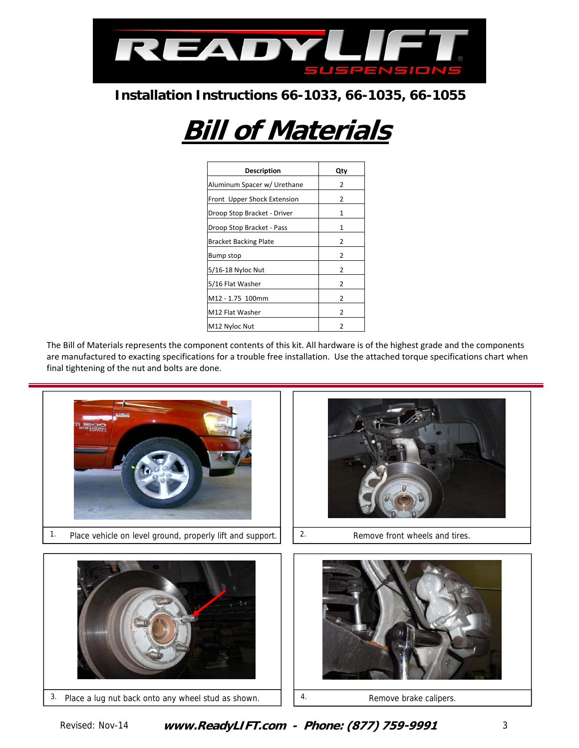Installation Instructions 66-1033, 66-1035, 66-1055

# Bill of Materials

| Description | Qty |
| --- | --- |
| Aluminum Spacer w/ Urethane | 2 |
| Front Upper Shock Extension | 2 |
| Droop Stop Bracket - Driver | 1 |
| Droop Stop Bracket - Pass | 1 |
| Bracket Backing Plate | 2 |
| Bump stop | 2 |
| 5/16-18 Nyloc Nut | 2 |
| 5/16 Flat Washer | 2 |
| M12 - 1.75 100mm | 2 |
| M12 Flat Washer | 2 |
| M12 Nyloc Nut | 2 |

The Bill of Materials represents the component contents of this kit. All hardware is of the highest grade and the components are manufactured to exacting specifications for a trouble free installation. Use the attached torque specifications chart when final tightening of the nut and bolts are done.

1. Place vehicle on level ground, properly lift and support.

2. Remove front wheels and tires.

3. Place a lug nut back onto any wheel stud as shown.

4. Remove brake calipers.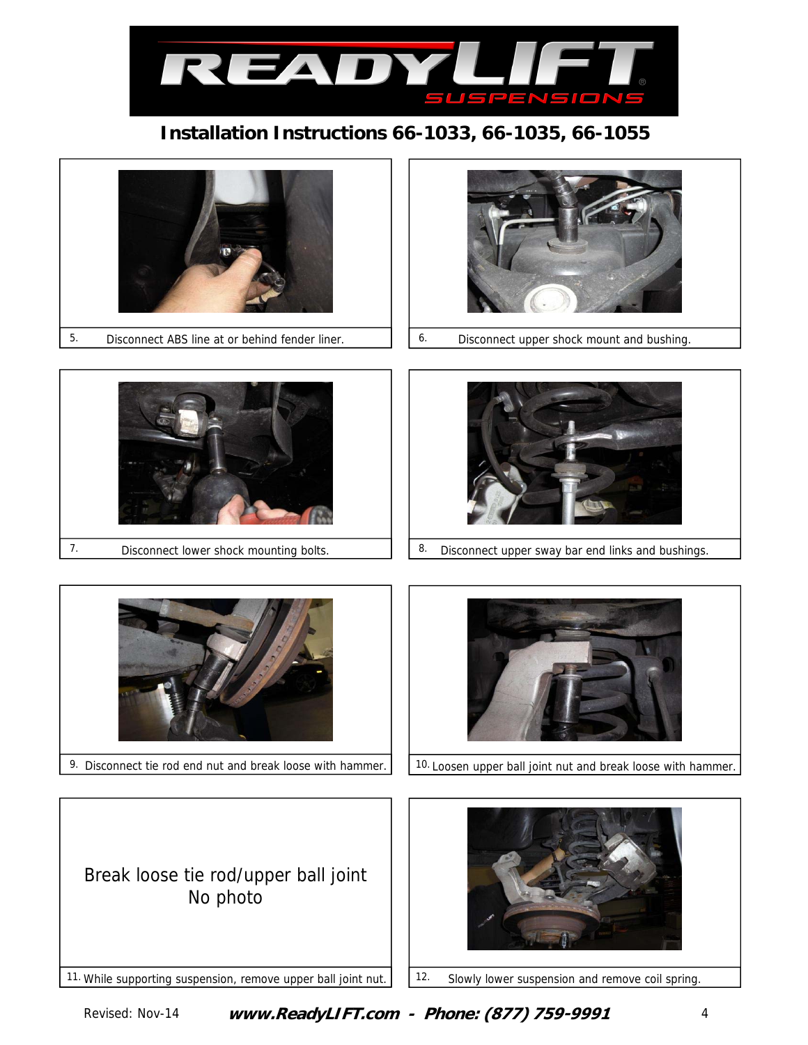# Installation Instructions 66-1033, 66-1035, 66-1055

5. Disconnect ABS line at or behind fender liner.

6. Disconnect upper shock mount and bushing.

7. Disconnect lower shock mounting bolts.

8. Disconnect upper sway bar end links and bushings.

9. Disconnect tie rod end nut and break loose with hammer.

10. Loosen upper ball joint nut and break loose with hammer.

Break loose tie rod/upper ball joint
No photo

11. While supporting suspension, remove upper ball joint nut.

12. Slowly lower suspension and remove coil spring.

Revised: Nov-14 **_www.ReadyLIFT.com - Phone: (877) 759-9991_**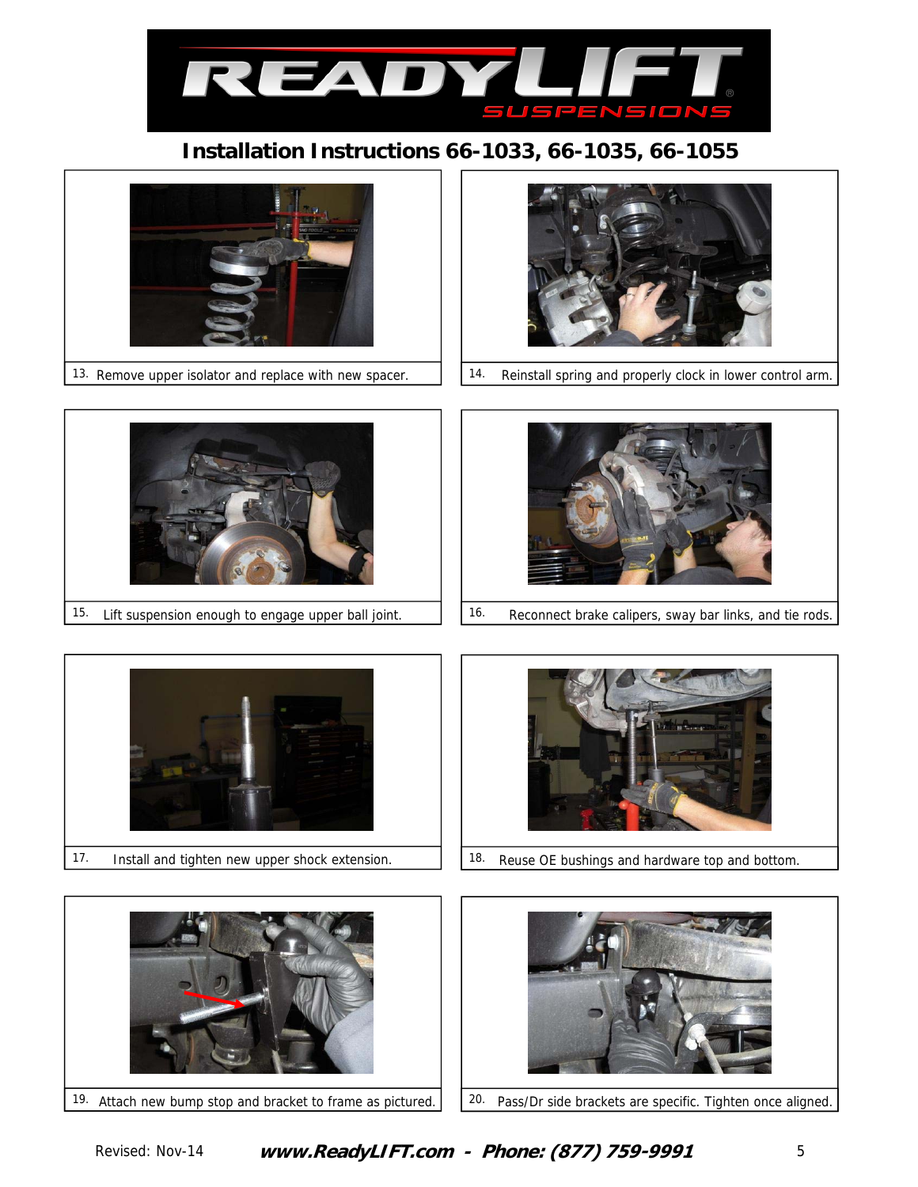# Installation Instructions 66-1033, 66-1035, 66-1055

13. Remove upper isolator and replace with new spacer.

14. Reinstall spring and properly clock in lower control arm.

15. Lift suspension enough to engage upper ball joint.

16. Reconnect brake calipers, sway bar links, and tie rods.

17. Install and tighten new upper shock extension.

18. Reuse OE bushings and hardware top and bottom.

19. Attach new bump stop and bracket to frame as pictured.

20. Pass/Dr side brackets are specific. Tighten once aligned.

Revised: Nov-14 ***www.ReadyLIFT.com - Phone: (877) 759-9991***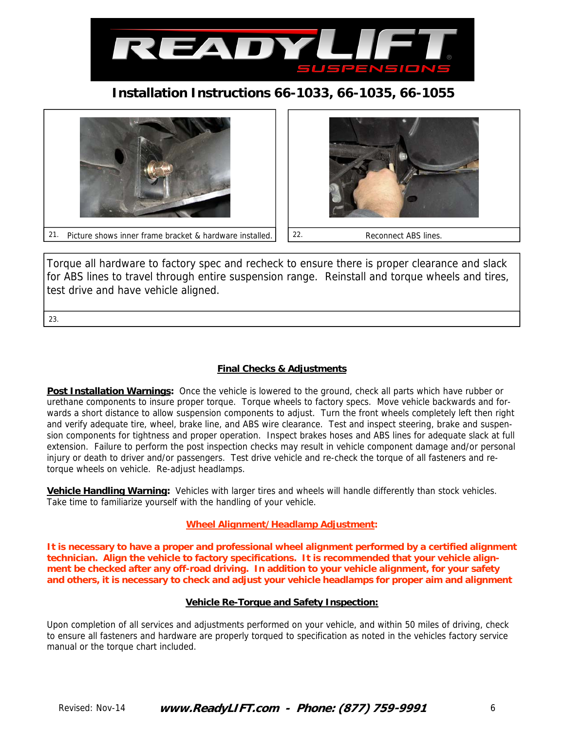# Installation Instructions 66-1033, 66-1035, 66-1055

21. Picture shows inner frame bracket & hardware installed.

22. Reconnect ABS lines.

Torque all hardware to factory spec and recheck to ensure there is proper clearance and slack for ABS lines to travel through entire suspension range. Reinstall and torque wheels and tires, test drive and have vehicle aligned.

23.

## Final Checks & Adjustments

**Post Installation Warnings:** Once the vehicle is lowered to the ground, check all parts which have rubber or urethane components to insure proper torque. Torque wheels to factory specs. Move vehicle backwards and forwards a short distance to allow suspension components to adjust. Turn the front wheels completely left then right and verify adequate tire, wheel, brake line, and ABS wire clearance. Test and inspect steering, brake and suspension components for tightness and proper operation. Inspect brakes hoses and ABS lines for adequate slack at full extension. Failure to perform the post inspection checks may result in vehicle component damage and/or personal injury or death to driver and/or passengers. Test drive vehicle and re-check the torque of all fasteners and re-torque wheels on vehicle. Re-adjust headlamps.

**Vehicle Handling Warning:** Vehicles with larger tires and wheels will handle differently than stock vehicles. Take time to familiarize yourself with the handling of your vehicle.

### Wheel Alignment/Headlamp Adjustment:

**It is necessary to have a proper and professional wheel alignment performed by a certified alignment technician. Align the vehicle to factory specifications. It is recommended that your vehicle alignment be checked after any off-road driving. In addition to your vehicle alignment, for your safety and others, it is necessary to check and adjust your vehicle headlamps for proper aim and alignment**

### Vehicle Re-Torque and Safety Inspection:

Upon completion of all services and adjustments performed on your vehicle, and within 50 miles of driving, check to ensure all fasteners and hardware are properly torqued to specification as noted in the vehicles factory service manual or the torque chart included.

Revised: Nov-14 ***www.ReadyLIFT.com - Phone: (877) 759-9991***